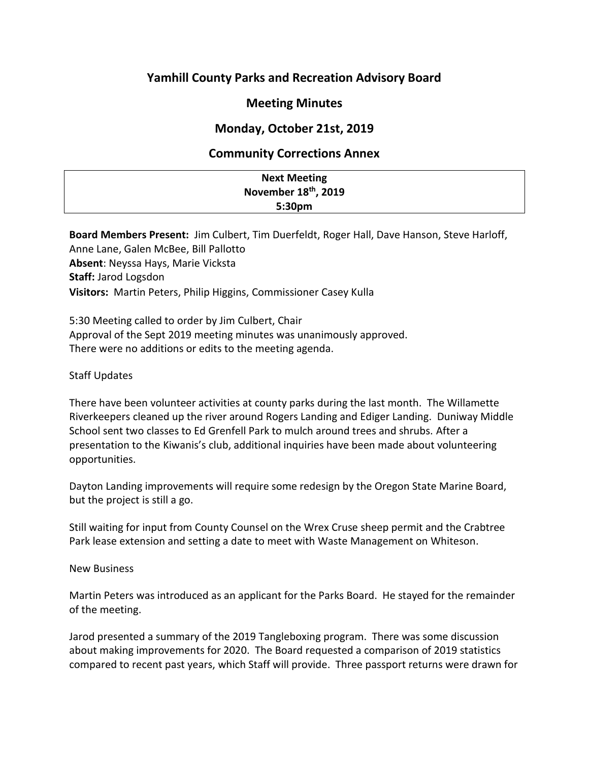# Yamhill County Parks and Recreation Advisory Board

## Meeting Minutes

## Monday, October 21st, 2019

## Community Corrections Annex

| **Next Meeting** |
| --- |
| **November 18th, 2019** |
| **5:30pm** |

**Board Members Present:** Jim Culbert, Tim Duerfeldt, Roger Hall, Dave Hanson, Steve Harloff, Anne Lane, Galen McBee, Bill Pallotto
**Absent**: Neyssa Hays, Marie Vicksta
**Staff:** Jarod Logsdon
**Visitors:** Martin Peters, Philip Higgins, Commissioner Casey Kulla

5:30 Meeting called to order by Jim Culbert, Chair
Approval of the Sept 2019 meeting minutes was unanimously approved.
There were no additions or edits to the meeting agenda.

Staff Updates

There have been volunteer activities at county parks during the last month. The Willamette Riverkeepers cleaned up the river around Rogers Landing and Ediger Landing. Duniway Middle School sent two classes to Ed Grenfell Park to mulch around trees and shrubs. After a presentation to the Kiwanis's club, additional inquiries have been made about volunteering opportunities.

Dayton Landing improvements will require some redesign by the Oregon State Marine Board, but the project is still a go.

Still waiting for input from County Counsel on the Wrex Cruse sheep permit and the Crabtree Park lease extension and setting a date to meet with Waste Management on Whiteson.

New Business

Martin Peters was introduced as an applicant for the Parks Board. He stayed for the remainder of the meeting.

Jarod presented a summary of the 2019 Tangleboxing program. There was some discussion about making improvements for 2020. The Board requested a comparison of 2019 statistics compared to recent past years, which Staff will provide. Three passport returns were drawn for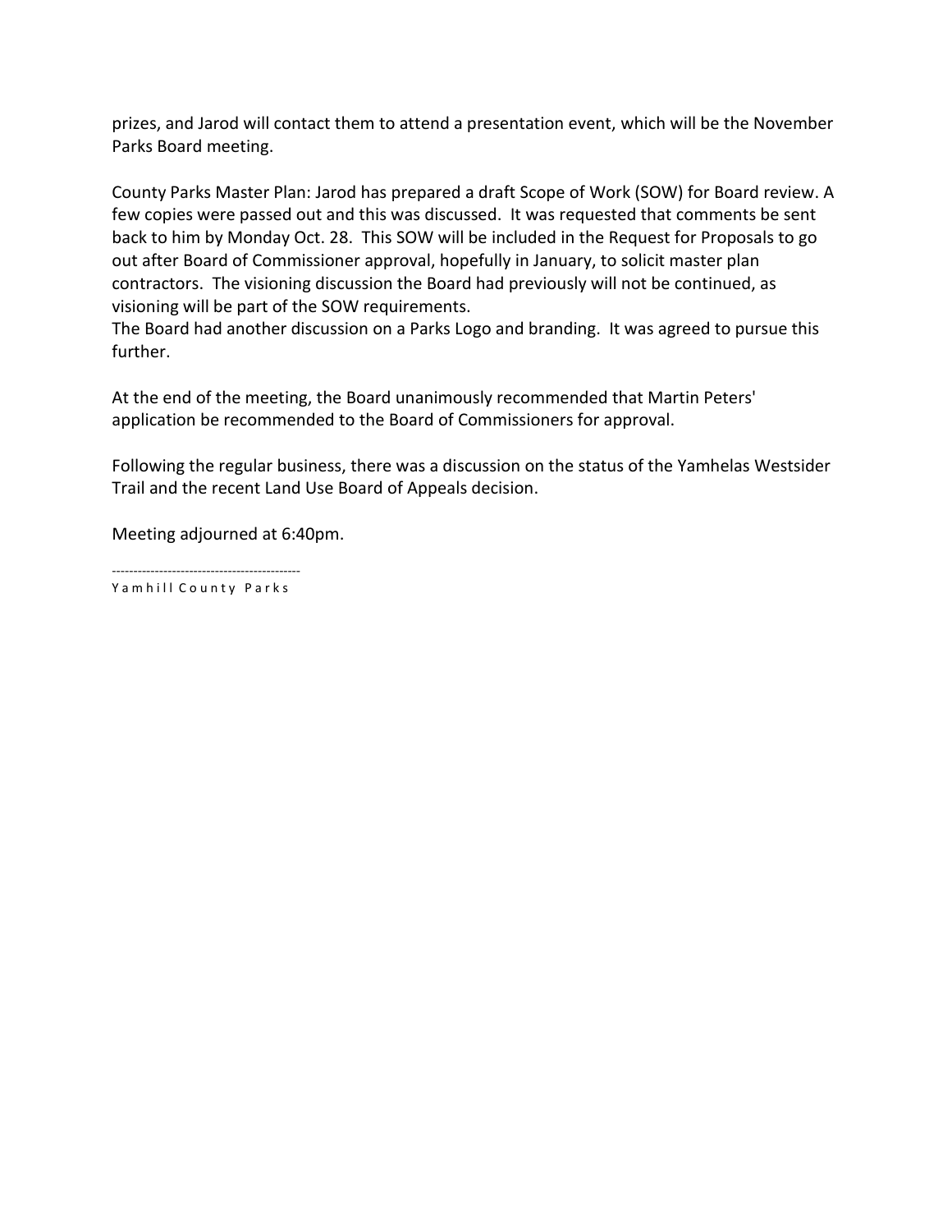prizes, and Jarod will contact them to attend a presentation event, which will be the November Parks Board meeting.

County Parks Master Plan: Jarod has prepared a draft Scope of Work (SOW) for Board review. A few copies were passed out and this was discussed. It was requested that comments be sent back to him by Monday Oct. 28. This SOW will be included in the Request for Proposals to go out after Board of Commissioner approval, hopefully in January, to solicit master plan contractors. The visioning discussion the Board had previously will not be continued, as visioning will be part of the SOW requirements.
The Board had another discussion on a Parks Logo and branding. It was agreed to pursue this further.

At the end of the meeting, the Board unanimously recommended that Martin Peters' application be recommended to the Board of Commissioners for approval.

Following the regular business, there was a discussion on the status of the Yamhelas Westsider Trail and the recent Land Use Board of Appeals decision.

Meeting adjourned at 6:40pm.

---

Yamhill County Parks